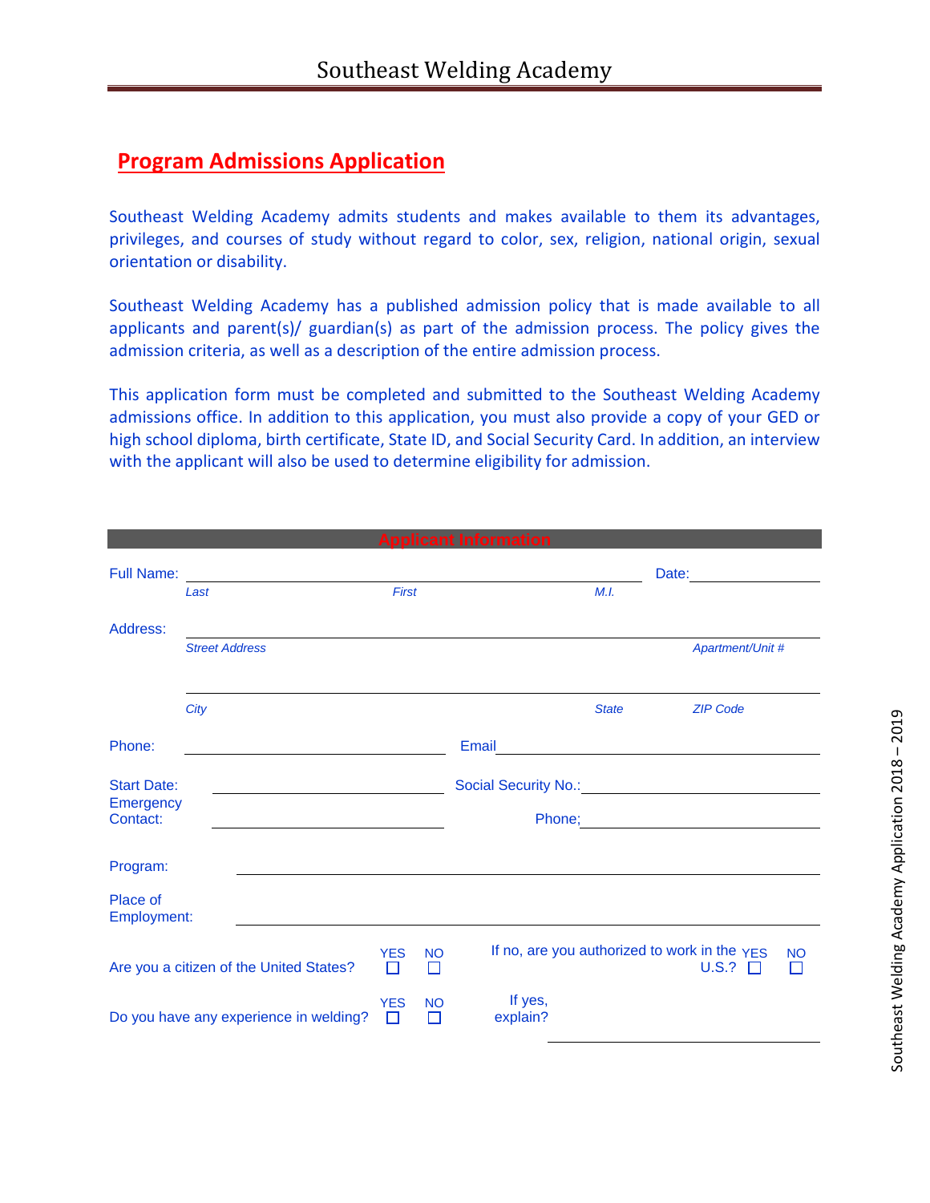# Southeast Welding Academy

## Program Admissions Application

Southeast Welding Academy admits students and makes available to them its advantages, privileges, and courses of study without regard to color, sex, religion, national origin, sexual orientation or disability.

Southeast Welding Academy has a published admission policy that is made available to all applicants and parent(s)/ guardian(s) as part of the admission process. The policy gives the admission criteria, as well as a description of the entire admission process.

This application form must be completed and submitted to the Southeast Welding Academy admissions office. In addition to this application, you must also provide a copy of your GED or high school diploma, birth certificate, State ID, and Social Security Card. In addition, an interview with the applicant will also be used to determine eligibility for admission.

### Applicant Information

Full Name: ______________________________________________ Date: ______________

*Last* *First* *M.I.*

Address: ______________________________________________________________

*Street Address* *Apartment/Unit #*

______________________________________________________________

*City* *State* *ZIP Code*

Phone: ______________________ Email ______________________________

Start Date: ______________________ Social Security No.: ______________________

Emergency Contact: ______________________ Phone; ______________________

Program: ______________________________________________________________

Place of Employment: ______________________________________________________________

Are you a citizen of the United States? YES ☐ NO ☐ If no, are you authorized to work in the U.S.? YES ☐ NO ☐

Do you have any experience in welding? YES ☐ NO ☐ If yes, explain? ______________________________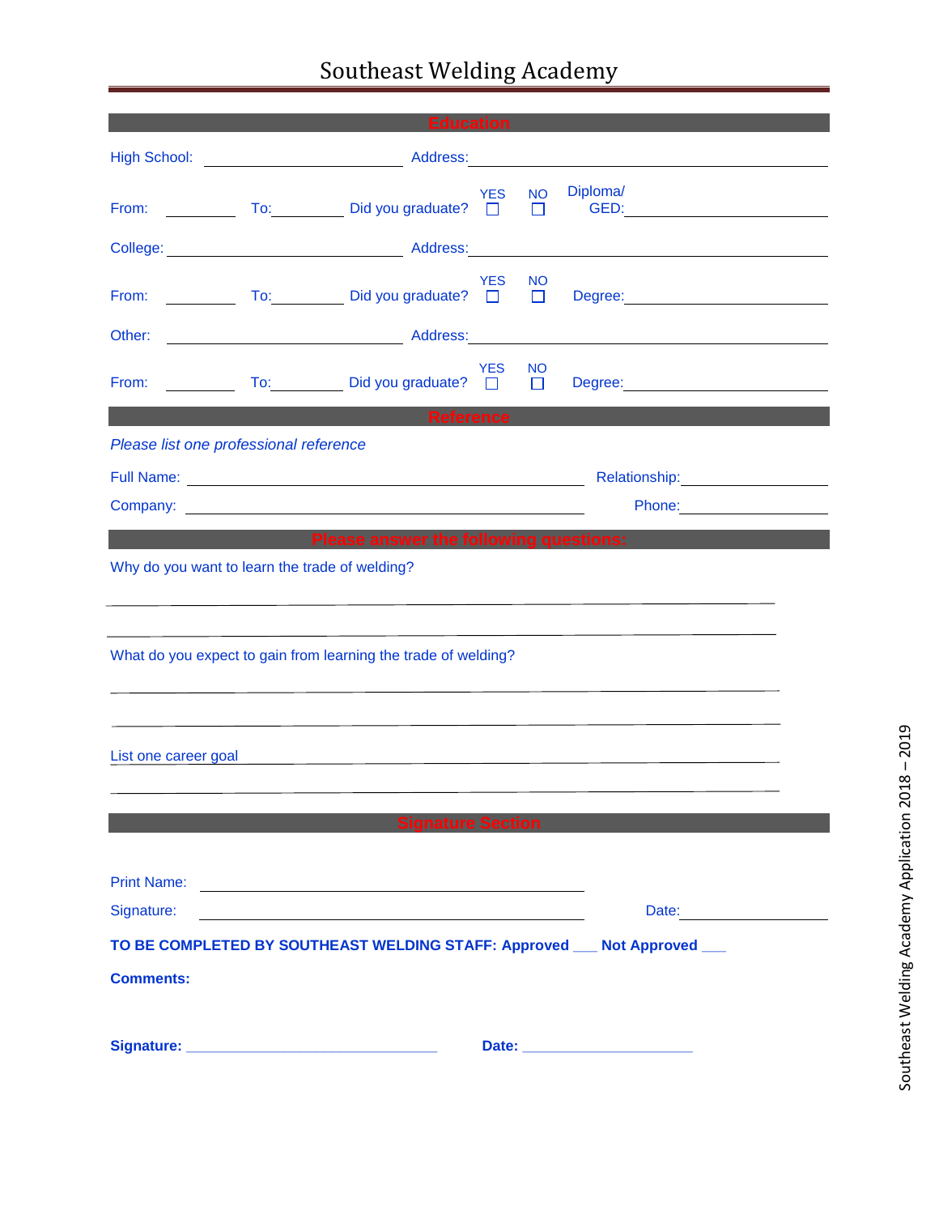# Southeast Welding Academy

## Education

High School: ______________________ Address: ______________________________________

From: ________ To: ________ Did you graduate? YES ☐ NO ☐ Diploma/ GED: ______________________

College: ______________________ Address: ______________________________________

From: ________ To: ________ Did you graduate? YES ☐ NO ☐ Degree: ______________________

Other: ______________________ Address: ______________________________________

From: ________ To: ________ Did you graduate? YES ☐ NO ☐ Degree: ______________________

## Reference

*Please list one professional reference*

Full Name: ______________________________________ Relationship: ______________

Company: ______________________________________ Phone: ______________

## Please answer the following questions:

Why do you want to learn the trade of welding?

______________________________________________________________________

______________________________________________________________________

What do you expect to gain from learning the trade of welding?

______________________________________________________________________

______________________________________________________________________

List one career goal ______________________________________________________

______________________________________________________________________

## Signature Section

Print Name: ______________________________________

Signature: ______________________________________ Date: ______________

**TO BE COMPLETED BY SOUTHEAST WELDING STAFF: Approved ___ Not Approved ___**

**Comments:**

**Signature:** ______________________________ **Date:** ____________________

Southeast Welding Academy Application 2018 – 2019